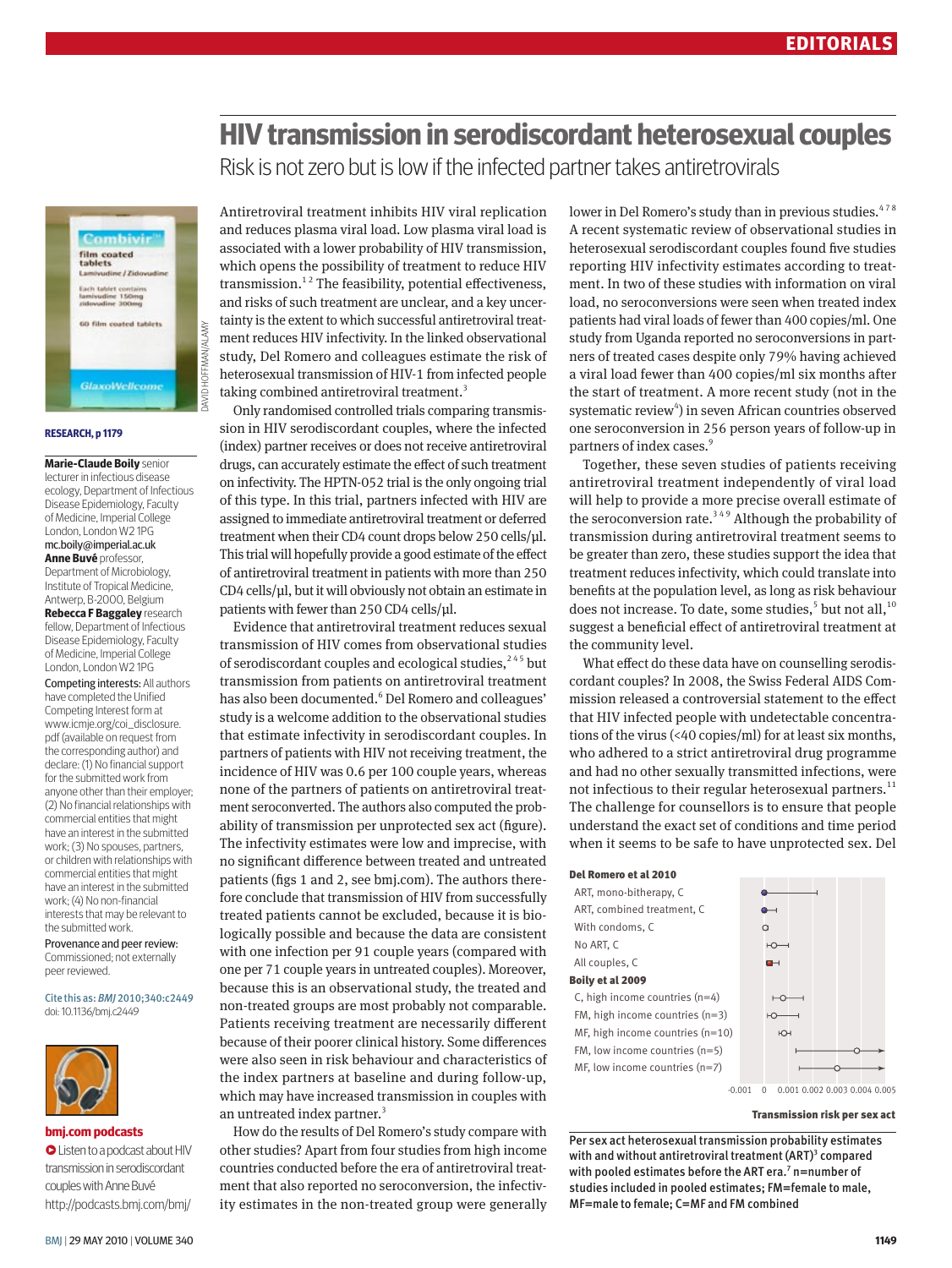# HIV transmission in serodiscordant heterosexual couples

## Risk is not zero but is low if the infected partner takes antiretrovirals

**RESEARCH, p 1179**

**Marie-Claude Boily** senior lecturer in infectious disease ecology, Department of Infectious Disease Epidemiology, Faculty of Medicine, Imperial College London, London W2 1PG
mc.boily@imperial.ac.uk

**Anne Buvé** professor, Department of Microbiology, Institute of Tropical Medicine, Antwerp, B-2000, Belgium

**Rebecca F Baggaley** research fellow, Department of Infectious Disease Epidemiology, Faculty of Medicine, Imperial College London, London W2 1PG

Competing interests: All authors have completed the Unified Competing Interest form at www.icmje.org/coi_disclosure.pdf (available on request from the corresponding author) and declare: (1) No financial support for the submitted work from anyone other than their employer; (2) No financial relationships with commercial entities that might have an interest in the submitted work; (3) No spouses, partners, or children with relationships with commercial entities that might have an interest in the submitted work; (4) No non-financial interests that may be relevant to the submitted work.

Provenance and peer review: Commissioned; not externally peer reviewed.

Cite this as: *BMJ* 2010;340:c2449
doi: 10.1136/bmj.c2449

**bmj.com podcasts**
Listen to a podcast about HIV transmission in serodiscordant couples with Anne Buvé http://podcasts.bmj.com/bmj/

Antiretroviral treatment inhibits HIV viral replication and reduces plasma viral load. Low plasma viral load is associated with a lower probability of HIV transmission, which opens the possibility of treatment to reduce HIV transmission.[1 2] The feasibility, potential effectiveness, and risks of such treatment are unclear, and a key uncertainty is the extent to which successful antiretroviral treatment reduces HIV infectivity. In the linked observational study, Del Romero and colleagues estimate the risk of heterosexual transmission of HIV-1 from infected people taking combined antiretroviral treatment.[3]

Only randomised controlled trials comparing transmission in HIV serodiscordant couples, where the infected (index) partner receives or does not receive antiretroviral drugs, can accurately estimate the effect of such treatment on infectivity. The HPTN-052 trial is the only ongoing trial of this type. In this trial, partners infected with HIV are assigned to immediate antiretroviral treatment or deferred treatment when their CD4 count drops below 250 cells/μl. This trial will hopefully provide a good estimate of the effect of antiretroviral treatment in patients with more than 250 CD4 cells/μl, but it will obviously not obtain an estimate in patients with fewer than 250 CD4 cells/μl.

Evidence that antiretroviral treatment reduces sexual transmission of HIV comes from observational studies of serodiscordant couples and ecological studies,[2 4 5] but transmission from patients on antiretroviral treatment has also been documented.[6] Del Romero and colleagues' study is a welcome addition to the observational studies that estimate infectivity in serodiscordant couples. In partners of patients with HIV not receiving treatment, the incidence of HIV was 0.6 per 100 couple years, whereas none of the partners of patients on antiretroviral treatment seroconverted. The authors also computed the probability of transmission per unprotected sex act (figure). The infectivity estimates were low and imprecise, with no significant difference between treated and untreated patients (figs 1 and 2, see bmj.com). The authors therefore conclude that transmission of HIV from successfully treated patients cannot be excluded, because it is biologically possible and because the data are consistent with one infection per 91 couple years (compared with one per 71 couple years in untreated couples). Moreover, because this is an observational study, the treated and non-treated groups are most probably not comparable. Patients receiving treatment are necessarily different because of their poorer clinical history. Some differences were also seen in risk behaviour and characteristics of the index partners at baseline and during follow-up, which may have increased transmission in couples with an untreated index partner.[3]

How do the results of Del Romero's study compare with other studies? Apart from four studies from high income countries conducted before the era of antiretroviral treatment that also reported no seroconversion, the infectivity estimates in the non-treated group were generally lower in Del Romero's study than in previous studies.[4 7 8] A recent systematic review of observational studies in heterosexual serodiscordant couples found five studies reporting HIV infectivity estimates according to treatment. In two of these studies with information on viral load, no seroconversions were seen when treated index patients had viral loads of fewer than 400 copies/ml. One study from Uganda reported no seroconversions in partners of treated cases despite only 79% having achieved a viral load fewer than 400 copies/ml six months after the start of treatment. A more recent study (not in the systematic review[4]) in seven African countries observed one seroconversion in 256 person years of follow-up in partners of index cases.[9]

Together, these seven studies of patients receiving antiretroviral treatment independently of viral load will help to provide a more precise overall estimate of the seroconversion rate.[3 4 9] Although the probability of transmission during antiretroviral treatment seems to be greater than zero, these studies support the idea that treatment reduces infectivity, which could translate into benefits at the population level, as long as risk behaviour does not increase. To date, some studies,[5] but not all,[10] suggest a beneficial effect of antiretroviral treatment at the community level.

What effect do these data have on counselling serodiscordant couples? In 2008, the Swiss Federal AIDS Commission released a controversial statement to the effect that HIV infected people with undetectable concentrations of the virus (<40 copies/ml) for at least six months, who adhered to a strict antiretroviral drug programme and had no other sexually transmitted infections, were not infectious to their regular heterosexual partners.[11] The challenge for counsellors is to ensure that people understand the exact set of conditions and time period when it seems to be safe to have unprotected sex. Del

**Del Romero et al 2010**
- ART, mono-bitherapy, C
- ART, combined treatment, C
- With condoms, C
- No ART, C
- All couples, C

**Boily et al 2009**
- C, high income countries (n=4)
- FM, high income countries (n=3)
- MF, high income countries (n=10)
- FM, low income countries (n=5)
- MF, low income countries (n=7)

-0.001 0 0.001 0.002 0.003 0.004 0.005

Transmission risk per sex act

Per sex act heterosexual transmission probability estimates with and without antiretroviral treatment (ART)[3] compared with pooled estimates before the ART era.[7] n=number of studies included in pooled estimates; FM=female to male, MF=male to female; C=MF and FM combined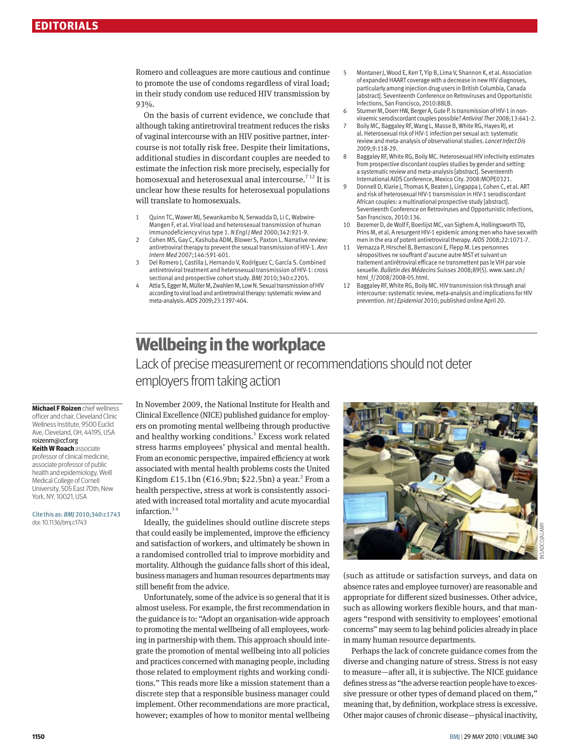Romero and colleagues are more cautious and continue to promote the use of condoms regardless of viral load; in their study condom use reduced HIV transmission by 93%.

On the basis of current evidence, we conclude that although taking antiretroviral treatment reduces the risks of vaginal intercourse with an HIV positive partner, intercourse is not totally risk free. Despite their limitations, additional studies in discordant couples are needed to estimate the infection risk more precisely, especially for homosexual and heterosexual anal intercourse.[7 12] It is unclear how these results for heterosexual populations will translate to homosexuals.

1. Quinn TC, Wawer MJ, Sewankambo N, Serwadda D, Li C, Wabwire-Mangen F, et al. Viral load and heterosexual transmission of human immunodeficiency virus type 1. *N Engl J Med* 2000;342:921-9.
2. Cohen MS, Gay C, Kashuba ADM, Blower S, Paxton L. Narrative review: antiretroviral therapy to prevent the sexual transmission of HIV-1. *Ann Intern Med* 2007;146:591-601.
3. Del Romero J, Castilla J, Hernando V, Rodríguez C, García S. Combined antiretroviral treatment and heterosexual transmission of HIV-1: cross sectional and prospective cohort study. *BMJ* 2010;340:c2205.
4. Attia S, Egger M, Müller M, Zwahlen M, Low N. Sexual transmission of HIV according to viral load and antiretroviral therapy: systematic review and meta-analysis. *AIDS* 2009;23:1397-404.
5. Montaner J, Wood E, Kerr T, Yip B, Lima V, Shannon K, et al. Association of expanded HAART coverage with a decrease in new HIV diagnoses, particularly among injection drug users in British Columbia, Canada [abstract]. Seventeenth Conference on Retroviruses and Opportunistic Infections, San Francisco, 2010:88LB.
6. Sturmer M, Doerr HW, Berger A, Gute P. Is transmission of HIV-1 in non-viraemic serodiscordant couples possible? *Antiviral Ther* 2008;13:641-2.
7. Boily MC, Baggaley RF, Wang L, Masse B, White RG, Hayes RJ, et al. Heterosexual risk of HIV-1 infection per sexual act: systematic review and meta-analysis of observational studies. *Lancet Infect Dis* 2009;9:118-29.
8. Baggaley RF, White RG, Boily MC. Heterosexual HIV infectivity estimates from prospective discordant couples studies by gender and setting: a systematic review and meta-analysis [abstract]. Seventeenth International AIDS Conference, Mexico City. 2008:MOPE0321.
9. Donnell D, Kiarie J, Thomas K, Beaten J, Lingappa J, Cohen C, et al. ART and risk of heterosexual HIV-1 transmission in HIV-1 serodiscordant African couples: a multinational prospective study [abstract]. Seventeenth Conference on Retroviruses and Opportunistic Infections, San Francisco, 2010:136.
10. Bezemer D, de Wolf F, Boerlijst MC, van Sighem A, Hollingsworth TD, Prins M, et al. A resurgent HIV-1 epidemic among men who have sex with men in the era of potent antiretroviral therapy. *AIDS* 2008;22:1071-7.
11. Vernazza P, Hirschel B, Bernasconi E, Flepp M. Les personnes séropositives ne souffrant d'aucune autre MST et suivant un traitement antirétroviral efficace ne transmettent pas le VIH par voie sexuelle. *Bulletin des Médecins Suisses* 2008;89(5). www.saez.ch/html_f/2008/2008-05.html.
12. Baggaley RF, White RG, Boily MC. HIV transmission risk through anal intercourse: systematic review, meta-analysis and implications for HIV prevention. *Int J Epidemiol* 2010; published online April 20.

# Wellbeing in the workplace

## Lack of precise measurement or recommendations should not deter employers from taking action

**Michael F Roizen** chief wellness officer and chair, Cleveland Clinic Wellness Institute, 9500 Euclid Ave, Cleveland, OH, 44195, USA
roizenm@ccf.org

**Keith W Roach** associate professor of clinical medicine, associate professor of public health and epidemiology, Weill Medical College of Cornell University, 505 East 70th, New York, NY, 10021, USA

Cite this as: *BMJ* 2010;340:c1743
doi: 10.1136/bmj.c1743

In November 2009, the National Institute for Health and Clinical Excellence (NICE) published guidance for employers on promoting mental wellbeing through productive and healthy working conditions.[1] Excess work related stress harms employees' physical and mental health. From an economic perspective, impaired efficiency at work associated with mental health problems costs the United Kingdom £15.1bn (€16.9bn; $22.5bn) a year.[2] From a health perspective, stress at work is consistently associated with increased total mortality and acute myocardial infarction.[3 4]

Ideally, the guidelines should outline discrete steps that could easily be implemented, improve the efficiency and satisfaction of workers, and ultimately be shown in a randomised controlled trial to improve morbidity and mortality. Although the guidance falls short of this ideal, business managers and human resources departments may still benefit from the advice.

Unfortunately, some of the advice is so general that it is almost useless. For example, the first recommendation in the guidance is to: "Adopt an organisation-wide approach to promoting the mental wellbeing of all employees, working in partnership with them. This approach should integrate the promotion of mental wellbeing into all policies and practices concerned with managing people, including those related to employment rights and working conditions." This reads more like a mission statement than a discrete step that a responsible business manager could implement. Other recommendations are more practical, however; examples of how to monitor mental wellbeing (such as attitude or satisfaction surveys, and data on absence rates and employee turnover) are reasonable and appropriate for different sized businesses. Other advice, such as allowing workers flexible hours, and that managers "respond with sensitivity to employees' emotional concerns" may seem to lag behind policies already in place in many human resource departments.

INSADCO/ALAMY

Perhaps the lack of concrete guidance comes from the diverse and changing nature of stress. Stress is not easy to measure—after all, it is subjective. The NICE guidance defines stress as "the adverse reaction people have to excessive pressure or other types of demand placed on them," meaning that, by definition, workplace stress is excessive. Other major causes of chronic disease—physical inactivity,